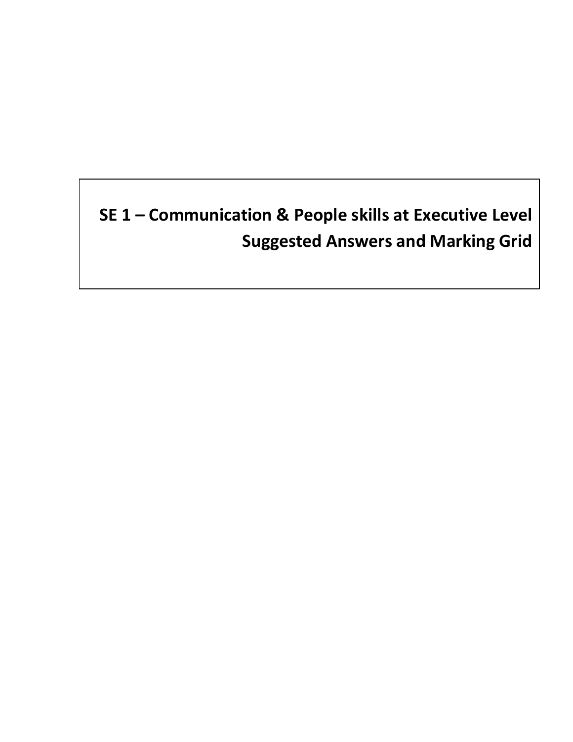# SE 1 – Communication & People skills at Executive Level

## Suggested Answers and Marking Grid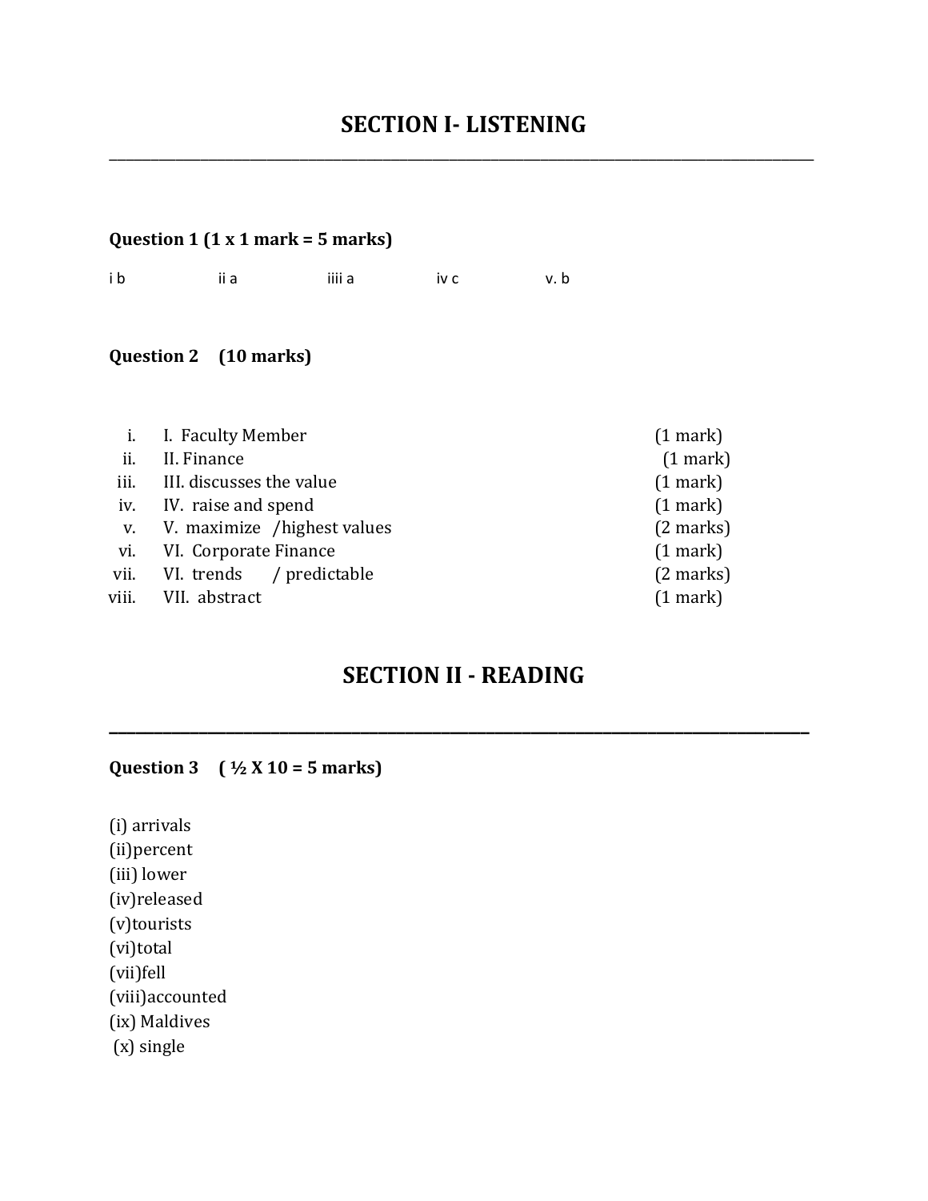## SECTION I- LISTENING

---

**Question 1 (1 x 1 mark = 5 marks)**

i b ii a iiii a iv c v. b

**Question 2 (10 marks)**

| | | |
|---|---|---|
| i. | I. Faculty Member | (1 mark) |
| ii. | II. Finance | (1 mark) |
| iii. | III. discusses the value | (1 mark) |
| iv. | IV. raise and spend | (1 mark) |
| v. | V. maximize /highest values | (2 marks) |
| vi. | VI. Corporate Finance | (1 mark) |
| vii. | VI. trends / predictable | (2 marks) |
| viii. | VII. abstract | (1 mark) |

## SECTION II - READING

---

**Question 3 ( ½ X 10 = 5 marks)**

(i) arrivals
(ii)percent
(iii) lower
(iv)released
(v)tourists
(vi)total
(vii)fell
(viii)accounted
(ix) Maldives
(x) single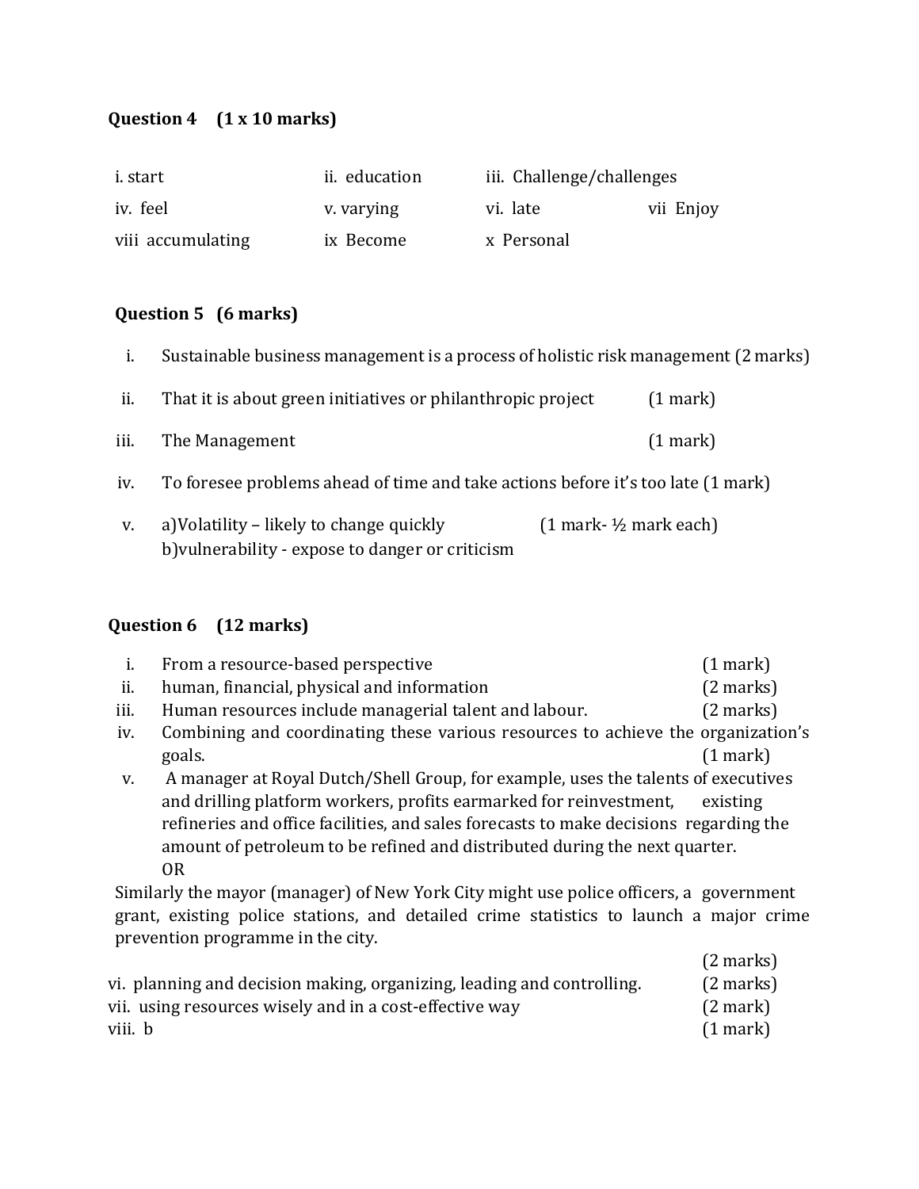**Question 4 (1 x 10 marks)**

| | | | |
|---|---|---|---|
| i. start | ii. education | iii. Challenge/challenges | |
| iv. feel | v. varying | vi. late | vii Enjoy |
| viii accumulating | ix Become | x Personal | |

**Question 5 (6 marks)**

i. Sustainable business management is a process of holistic risk management (2 marks)

ii. That it is about green initiatives or philanthropic project (1 mark)

iii. The Management (1 mark)

iv. To foresee problems ahead of time and take actions before it's too late (1 mark)

v. a)Volatility – likely to change quickly (1 mark- ½ mark each)
b)vulnerability - expose to danger or criticism

**Question 6 (12 marks)**

i. From a resource-based perspective (1 mark)

ii. human, financial, physical and information (2 marks)

iii. Human resources include managerial talent and labour. (2 marks)

iv. Combining and coordinating these various resources to achieve the organization's goals. (1 mark)

v. A manager at Royal Dutch/Shell Group, for example, uses the talents of executives and drilling platform workers, profits earmarked for reinvestment, existing refineries and office facilities, and sales forecasts to make decisions regarding the amount of petroleum to be refined and distributed during the next quarter.
OR

Similarly the mayor (manager) of New York City might use police officers, a government grant, existing police stations, and detailed crime statistics to launch a major crime prevention programme in the city.
(2 marks)

vi. planning and decision making, organizing, leading and controlling. (2 marks)

vii. using resources wisely and in a cost-effective way (2 mark)

viii. b (1 mark)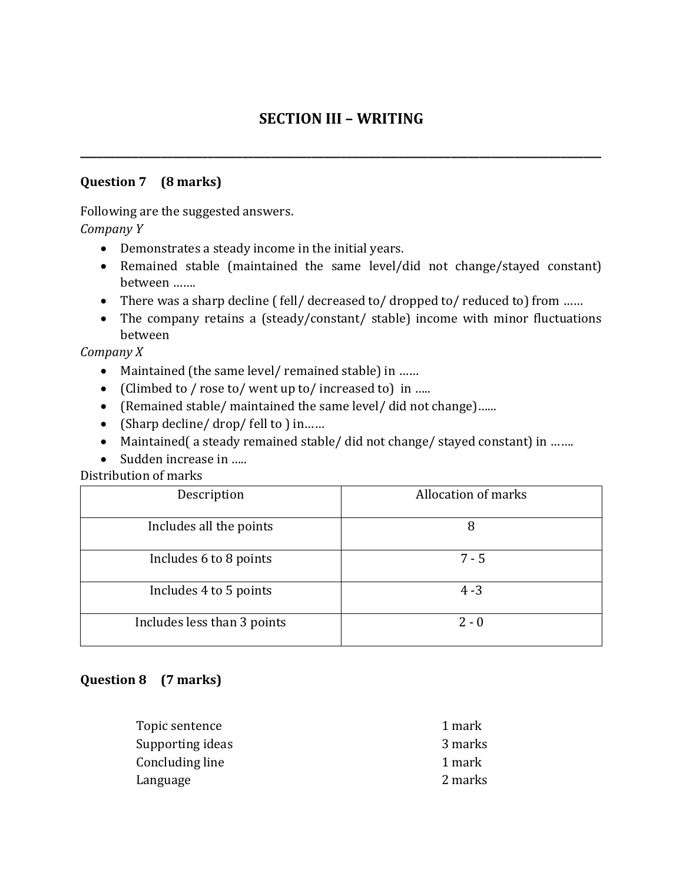## SECTION III – WRITING

---

**Question 7 (8 marks)**

Following are the suggested answers.

*Company Y*

- Demonstrates a steady income in the initial years.
- Remained stable (maintained the same level/did not change/stayed constant) between …….
- There was a sharp decline ( fell/ decreased to/ dropped to/ reduced to) from ……
- The company retains a (steady/constant/ stable) income with minor fluctuations between

*Company X*

- Maintained (the same level/ remained stable) in ……
- (Climbed to / rose to/ went up to/ increased to) in …..
- (Remained stable/ maintained the same level/ did not change)......
- (Sharp decline/ drop/ fell to ) in……
- Maintained( a steady remained stable/ did not change/ stayed constant) in …….
- Sudden increase in …..

Distribution of marks

| Description | Allocation of marks |
|---|---|
| Includes all the points | 8 |
| Includes 6 to 8 points | 7 - 5 |
| Includes 4 to 5 points | 4 -3 |
| Includes less than 3 points | 2 - 0 |

**Question 8 (7 marks)**

| | |
|---|---|
| Topic sentence | 1 mark |
| Supporting ideas | 3 marks |
| Concluding line | 1 mark |
| Language | 2 marks |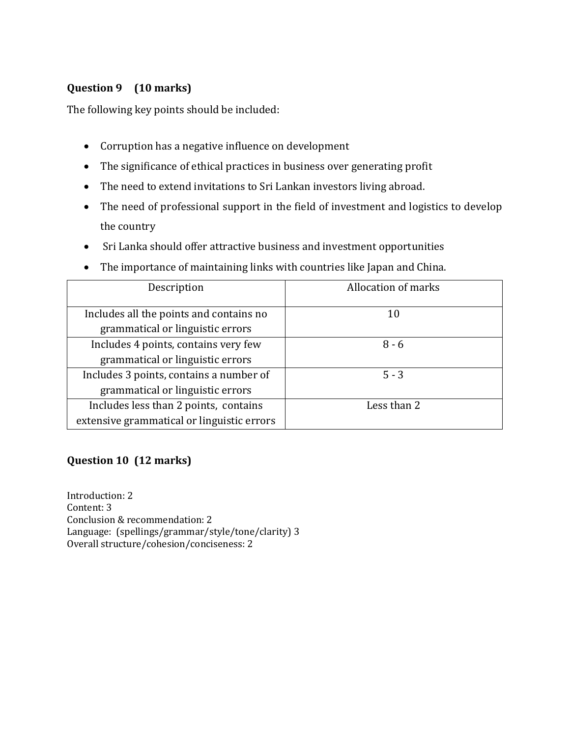**Question 9 (10 marks)**

The following key points should be included:

- Corruption has a negative influence on development
- The significance of ethical practices in business over generating profit
- The need to extend invitations to Sri Lankan investors living abroad.
- The need of professional support in the field of investment and logistics to develop the country
- Sri Lanka should offer attractive business and investment opportunities
- The importance of maintaining links with countries like Japan and China.

| Description | Allocation of marks |
|---|---|
| Includes all the points and contains no grammatical or linguistic errors | 10 |
| Includes 4 points, contains very few grammatical or linguistic errors | 8 - 6 |
| Includes 3 points, contains a number of grammatical or linguistic errors | 5 - 3 |
| Includes less than 2 points, contains extensive grammatical or linguistic errors | Less than 2 |

**Question 10 (12 marks)**

Introduction: 2
Content: 3
Conclusion & recommendation: 2
Language: (spellings/grammar/style/tone/clarity) 3
Overall structure/cohesion/conciseness: 2